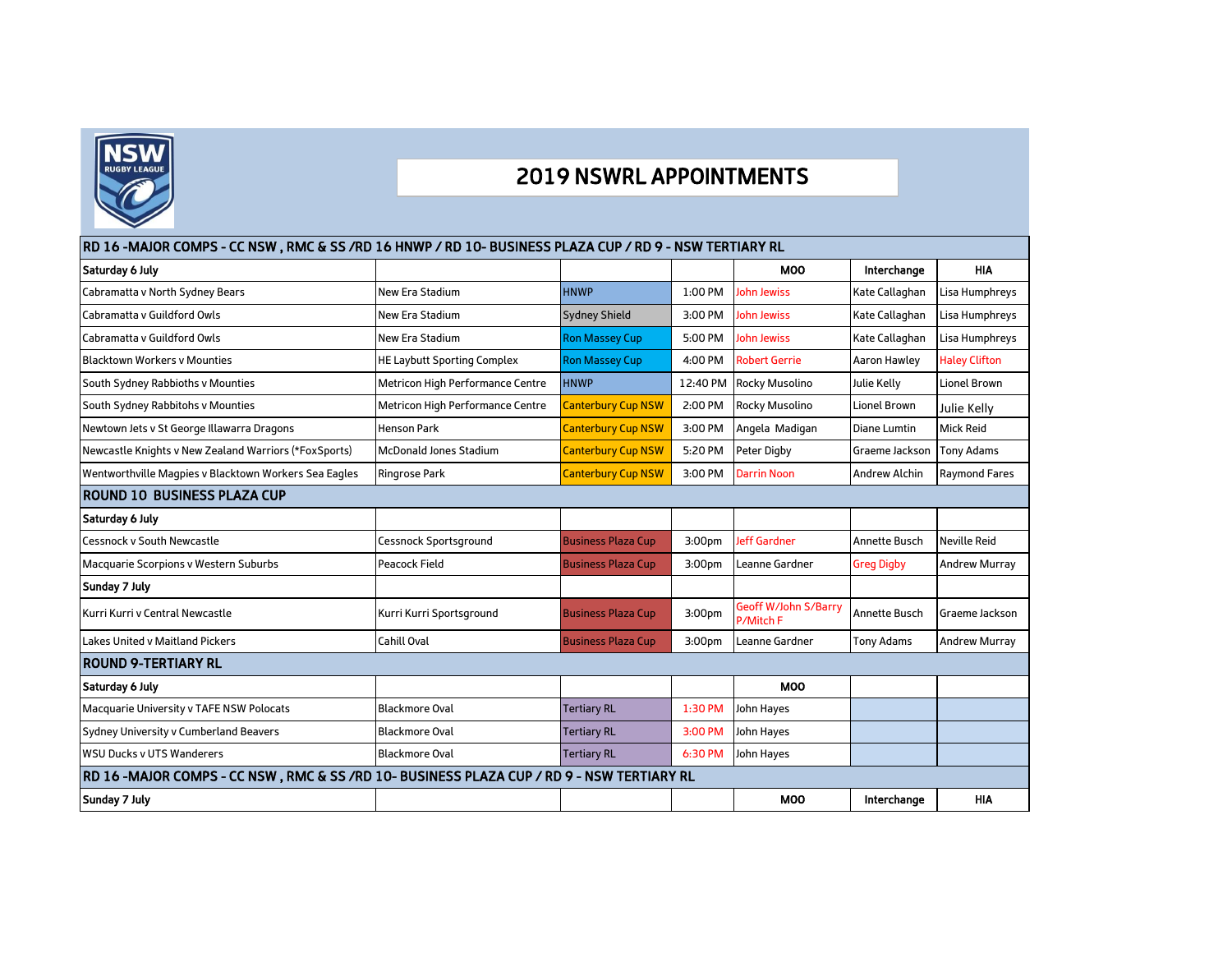# 2019 NSWRL APPOINTMENTS

| RD 16 -MAJOR COMPS - CC NSW , RMC & SS /RD 16 HNWP / RD 10- BUSINESS PLAZA CUP / RD 9 - NSW TERTIARY RL | | | | | | |
|---|---|---|---|---|---|---|
| **Saturday 6 July** | | | | **MOO** | **Interchange** | **HIA** |
| Cabramatta v North Sydney Bears | New Era Stadium | HNWP | 1:00 PM | John Jewiss | Kate Callaghan | Lisa Humphreys |
| Cabramatta v Guildford Owls | New Era Stadium | Sydney Shield | 3:00 PM | John Jewiss | Kate Callaghan | Lisa Humphreys |
| Cabramatta v Guildford Owls | New Era Stadium | Ron Massey Cup | 5:00 PM | John Jewiss | Kate Callaghan | Lisa Humphreys |
| Blacktown Workers v Mounties | HE Laybutt Sporting Complex | Ron Massey Cup | 4:00 PM | Robert Gerrie | Aaron Hawley | Haley Clifton |
| South Sydney Rabbioths v Mounties | Metricon High Performance Centre | HNWP | 12:40 PM | Rocky Musolino | Julie Kelly | Lionel Brown |
| South Sydney Rabbitohs v Mounties | Metricon High Performance Centre | Canterbury Cup NSW | 2:00 PM | Rocky Musolino | Lionel Brown | Julie Kelly |
| Newtown Jets v St George Illawarra Dragons | Henson Park | Canterbury Cup NSW | 3:00 PM | Angela Madigan | Diane Lumtin | Mick Reid |
| Newcastle Knights v New Zealand Warriors (*FoxSports) | McDonald Jones Stadium | Canterbury Cup NSW | 5:20 PM | Peter Digby | Graeme Jackson | Tony Adams |
| Wentworthville Magpies v Blacktown Workers Sea Eagles | Ringrose Park | Canterbury Cup NSW | 3:00 PM | Darrin Noon | Andrew Alchin | Raymond Fares |
| **ROUND 10 BUSINESS PLAZA CUP** | | | | | | |
| **Saturday 6 July** | | | | | | |
| Cessnock v South Newcastle | Cessnock Sportsground | Business Plaza Cup | 3:00pm | Jeff Gardner | Annette Busch | Neville Reid |
| Macquarie Scorpions v Western Suburbs | Peacock Field | Business Plaza Cup | 3:00pm | Leanne Gardner | Greg Digby | Andrew Murray |
| **Sunday 7 July** | | | | | | |
| Kurri Kurri v Central Newcastle | Kurri Kurri Sportsground | Business Plaza Cup | 3:00pm | Geoff W/John S/Barry P/Mitch F | Annette Busch | Graeme Jackson |
| Lakes United v Maitland Pickers | Cahill Oval | Business Plaza Cup | 3:00pm | Leanne Gardner | Tony Adams | Andrew Murray |
| **ROUND 9-TERTIARY RL** | | | | | | |
| **Saturday 6 July** | | | | **MOO** | | |
| Macquarie University v TAFE NSW Polocats | Blackmore Oval | Tertiary RL | 1:30 PM | John Hayes | | |
| Sydney University v Cumberland Beavers | Blackmore Oval | Tertiary RL | 3:00 PM | John Hayes | | |
| WSU Ducks v UTS Wanderers | Blackmore Oval | Tertiary RL | 6:30 PM | John Hayes | | |
| **RD 16 -MAJOR COMPS - CC NSW , RMC & SS /RD 10- BUSINESS PLAZA CUP / RD 9 - NSW TERTIARY RL** | | | | | | |
| **Sunday 7 July** | | | | **MOO** | **Interchange** | **HIA** |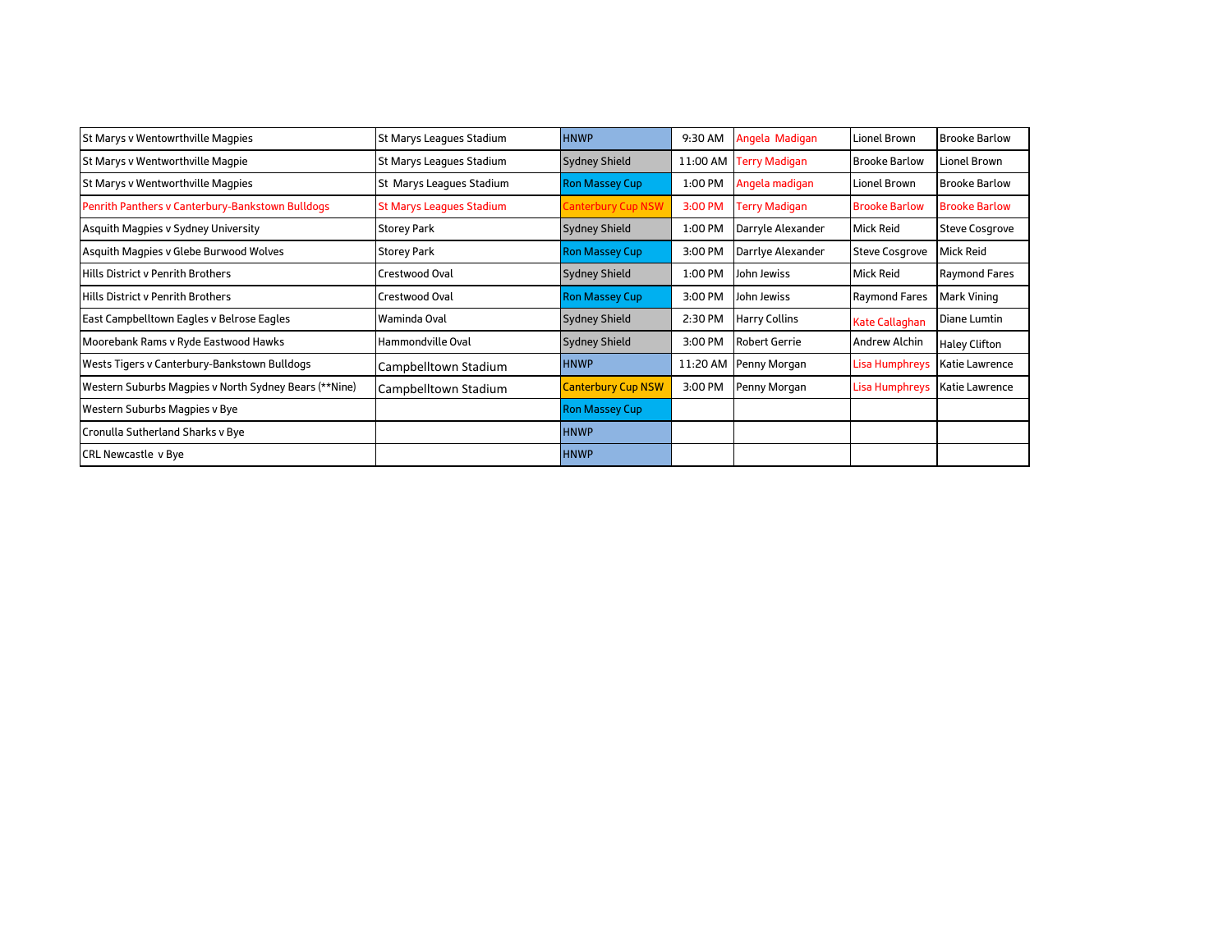| | | | | | | |
|---|---|---|---|---|---|---|
| St Marys v Wentowrthville Magpies | St Marys Leagues Stadium | HNWP | 9:30 AM | Angela  Madigan | Lionel Brown | Brooke Barlow |
| St Marys v Wentworthville Magpie | St Marys Leagues Stadium | Sydney Shield | 11:00 AM | Terry Madigan | Brooke Barlow | Lionel Brown |
| St Marys v Wentworthville Magpies | St  Marys Leagues Stadium | Ron Massey Cup | 1:00 PM | Angela madigan | Lionel Brown | Brooke Barlow |
| Penrith Panthers v Canterbury-Bankstown Bulldogs | St Marys Leagues Stadium | Canterbury Cup NSW | 3:00 PM | Terry Madigan | Brooke Barlow | Brooke Barlow |
| Asquith Magpies v Sydney University | Storey Park | Sydney Shield | 1:00 PM | Darryle Alexander | Mick Reid | Steve Cosgrove |
| Asquith Magpies v Glebe Burwood Wolves | Storey Park | Ron Massey Cup | 3:00 PM | Darrlye Alexander | Steve Cosgrove | Mick Reid |
| Hills District v Penrith Brothers | Crestwood Oval | Sydney Shield | 1:00 PM | John Jewiss | Mick Reid | Raymond Fares |
| Hills District v Penrith Brothers | Crestwood Oval | Ron Massey Cup | 3:00 PM | John Jewiss | Raymond Fares | Mark Vining |
| East Campbelltown Eagles v Belrose Eagles | Waminda Oval | Sydney Shield | 2:30 PM | Harry Collins | Kate Callaghan | Diane Lumtin |
| Moorebank Rams v Ryde Eastwood Hawks | Hammondville Oval | Sydney Shield | 3:00 PM | Robert Gerrie | Andrew Alchin | Haley Clifton |
| Wests Tigers v Canterbury-Bankstown Bulldogs | Campbelltown Stadium | HNWP | 11:20 AM | Penny Morgan | Lisa Humphreys | Katie Lawrence |
| Western Suburbs Magpies v North Sydney Bears (**Nine) | Campbelltown Stadium | Canterbury Cup NSW | 3:00 PM | Penny Morgan | Lisa Humphreys | Katie Lawrence |
| Western Suburbs Magpies v Bye | | Ron Massey Cup | | | | |
| Cronulla Sutherland Sharks v Bye | | HNWP | | | | |
| CRL Newcastle  v Bye | | HNWP | | | | |